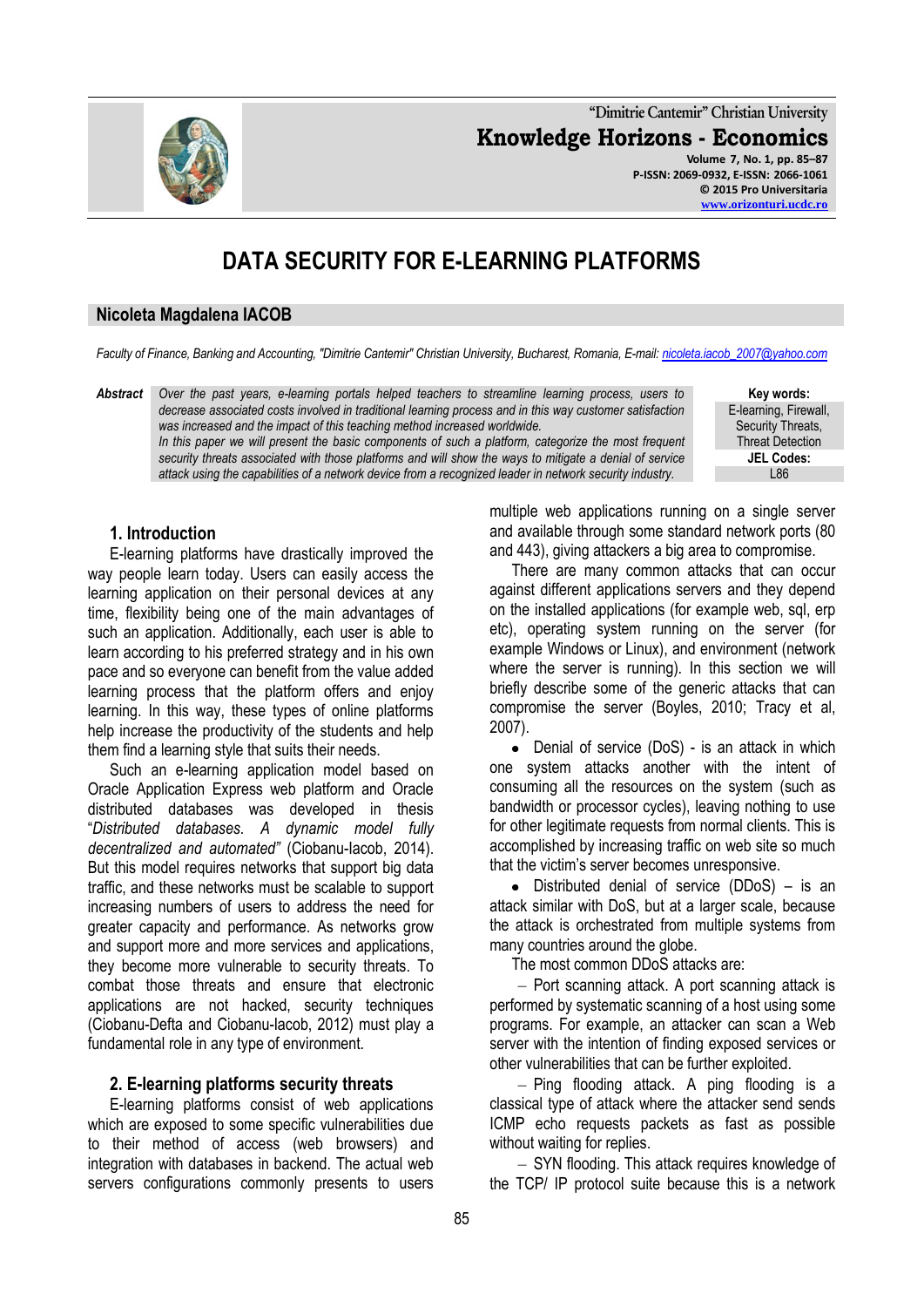# DATA SECURITY FOR E-LEARNING PLATFORMS

**Nicoleta Magdalena IACOB**

*Faculty of Finance, Banking and Accounting, "Dimitrie Cantemir" Christian University, Bucharest, Romania, E-mail: nicoleta.iacob_2007@yahoo.com*

***Abstract*** *Over the past years, e-learning portals helped teachers to streamline learning process, users to decrease associated costs involved in traditional learning process and in this way customer satisfaction was increased and the impact of this teaching method increased worldwide.*
*In this paper we will present the basic components of such a platform, categorize the most frequent security threats associated with those platforms and will show the ways to mitigate a denial of service attack using the capabilities of a network device from a recognized leader in network security industry.*

**Key words:**
E-learning, Firewall, Security Threats, Threat Detection

**JEL Codes:**
L86

## 1. Introduction

E-learning platforms have drastically improved the way people learn today. Users can easily access the learning application on their personal devices at any time, flexibility being one of the main advantages of such an application. Additionally, each user is able to learn according to his preferred strategy and in his own pace and so everyone can benefit from the value added learning process that the platform offers and enjoy learning. In this way, these types of online platforms help increase the productivity of the students and help them find a learning style that suits their needs.

Such an e-learning application model based on Oracle Application Express web platform and Oracle distributed databases was developed in thesis "*Distributed databases. A dynamic model fully decentralized and automated"* (Ciobanu-Iacob, 2014). But this model requires networks that support big data traffic, and these networks must be scalable to support increasing numbers of users to address the need for greater capacity and performance. As networks grow and support more and more services and applications, they become more vulnerable to security threats. To combat those threats and ensure that electronic applications are not hacked, security techniques (Ciobanu-Defta and Ciobanu-Iacob, 2012) must play a fundamental role in any type of environment.

## 2. E-learning platforms security threats

E-learning platforms consist of web applications which are exposed to some specific vulnerabilities due to their method of access (web browsers) and integration with databases in backend. The actual web servers configurations commonly presents to users multiple web applications running on a single server and available through some standard network ports (80 and 443), giving attackers a big area to compromise.

There are many common attacks that can occur against different applications servers and they depend on the installed applications (for example web, sql, erp etc), operating system running on the server (for example Windows or Linux), and environment (network where the server is running). In this section we will briefly describe some of the generic attacks that can compromise the server (Boyles, 2010; Tracy et al, 2007).

- Denial of service (DoS) - is an attack in which one system attacks another with the intent of consuming all the resources on the system (such as bandwidth or processor cycles), leaving nothing to use for other legitimate requests from normal clients. This is accomplished by increasing traffic on web site so much that the victim's server becomes unresponsive.
- Distributed denial of service (DDoS) – is an attack similar with DoS, but at a larger scale, because the attack is orchestrated from multiple systems from many countries around the globe.

The most common DDoS attacks are:

– Port scanning attack. A port scanning attack is performed by systematic scanning of a host using some programs. For example, an attacker can scan a Web server with the intention of finding exposed services or other vulnerabilities that can be further exploited.

– Ping flooding attack. A ping flooding is a classical type of attack where the attacker send sends ICMP echo requests packets as fast as possible without waiting for replies.

– SYN flooding. This attack requires knowledge of the TCP/ IP protocol suite because this is a network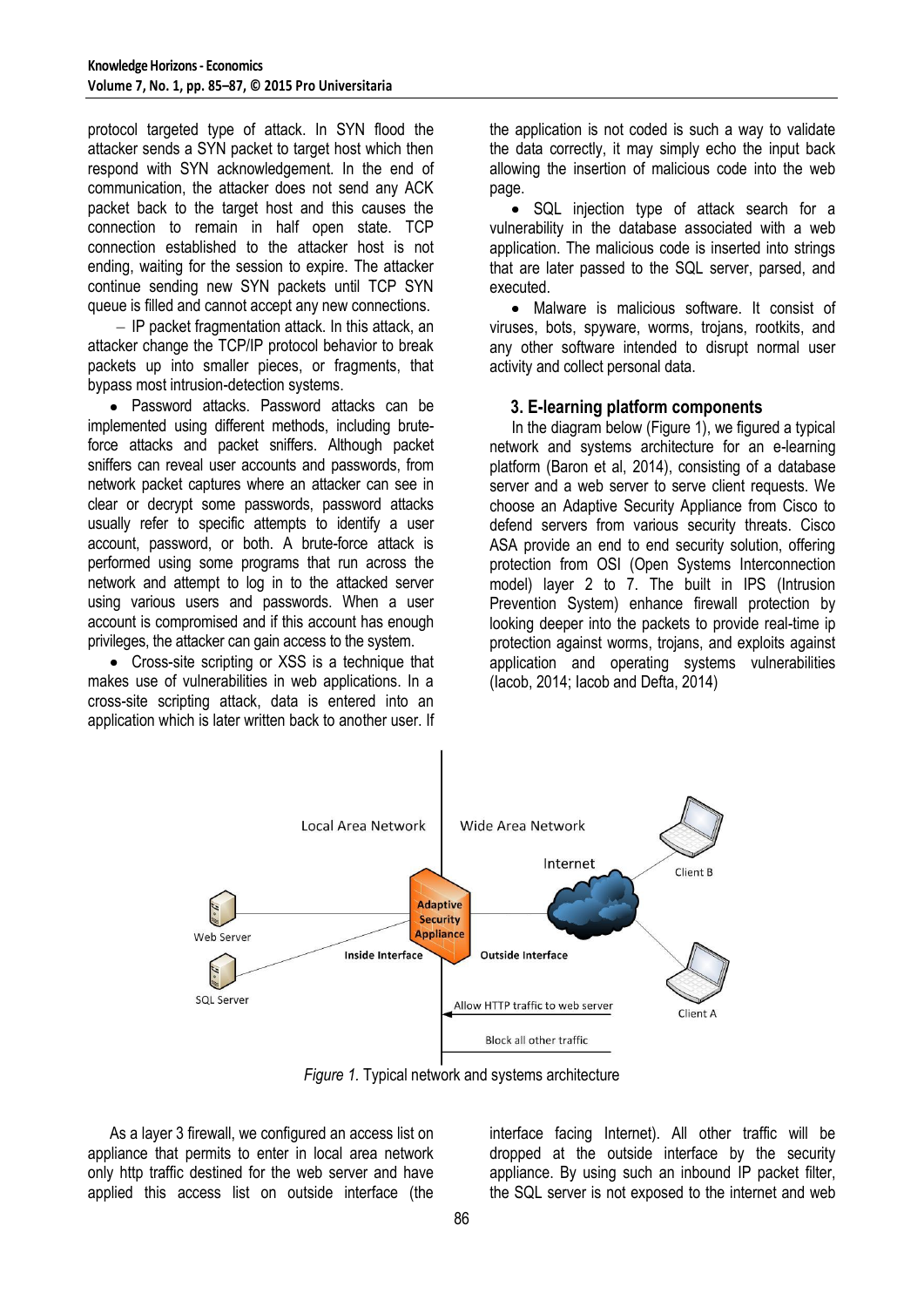protocol targeted type of attack. In SYN flood the attacker sends a SYN packet to target host which then respond with SYN acknowledgement. In the end of communication, the attacker does not send any ACK packet back to the target host and this causes the connection to remain in half open state. TCP connection established to the attacker host is not ending, waiting for the session to expire. The attacker continue sending new SYN packets until TCP SYN queue is filled and cannot accept any new connections.

– IP packet fragmentation attack. In this attack, an attacker change the TCP/IP protocol behavior to break packets up into smaller pieces, or fragments, that bypass most intrusion-detection systems.

- Password attacks. Password attacks can be implemented using different methods, including brute-force attacks and packet sniffers. Although packet sniffers can reveal user accounts and passwords, from network packet captures where an attacker can see in clear or decrypt some passwords, password attacks usually refer to specific attempts to identify a user account, password, or both. A brute-force attack is performed using some programs that run across the network and attempt to log in to the attacked server using various users and passwords. When a user account is compromised and if this account has enough privileges, the attacker can gain access to the system.
- Cross-site scripting or XSS is a technique that makes use of vulnerabilities in web applications. In a cross-site scripting attack, data is entered into an application which is later written back to another user. If the application is not coded is such a way to validate the data correctly, it may simply echo the input back allowing the insertion of malicious code into the web page.
- SQL injection type of attack search for a vulnerability in the database associated with a web application. The malicious code is inserted into strings that are later passed to the SQL server, parsed, and executed.
- Malware is malicious software. It consist of viruses, bots, spyware, worms, trojans, rootkits, and any other software intended to disrupt normal user activity and collect personal data.

## 3. E-learning platform components

In the diagram below (Figure 1), we figured a typical network and systems architecture for an e-learning platform (Baron et al, 2014), consisting of a database server and a web server to serve client requests. We choose an Adaptive Security Appliance from Cisco to defend servers from various security threats. Cisco ASA provide an end to end security solution, offering protection from OSI (Open Systems Interconnection model) layer 2 to 7. The built in IPS (Intrusion Prevention System) enhance firewall protection by looking deeper into the packets to provide real-time ip protection against worms, trojans, and exploits against application and operating systems vulnerabilities (Iacob, 2014; Iacob and Defta, 2014)

*Figure 1.* Typical network and systems architecture

As a layer 3 firewall, we configured an access list on appliance that permits to enter in local area network only http traffic destined for the web server and have applied this access list on outside interface (the interface facing Internet). All other traffic will be dropped at the outside interface by the security appliance. By using such an inbound IP packet filter, the SQL server is not exposed to the internet and web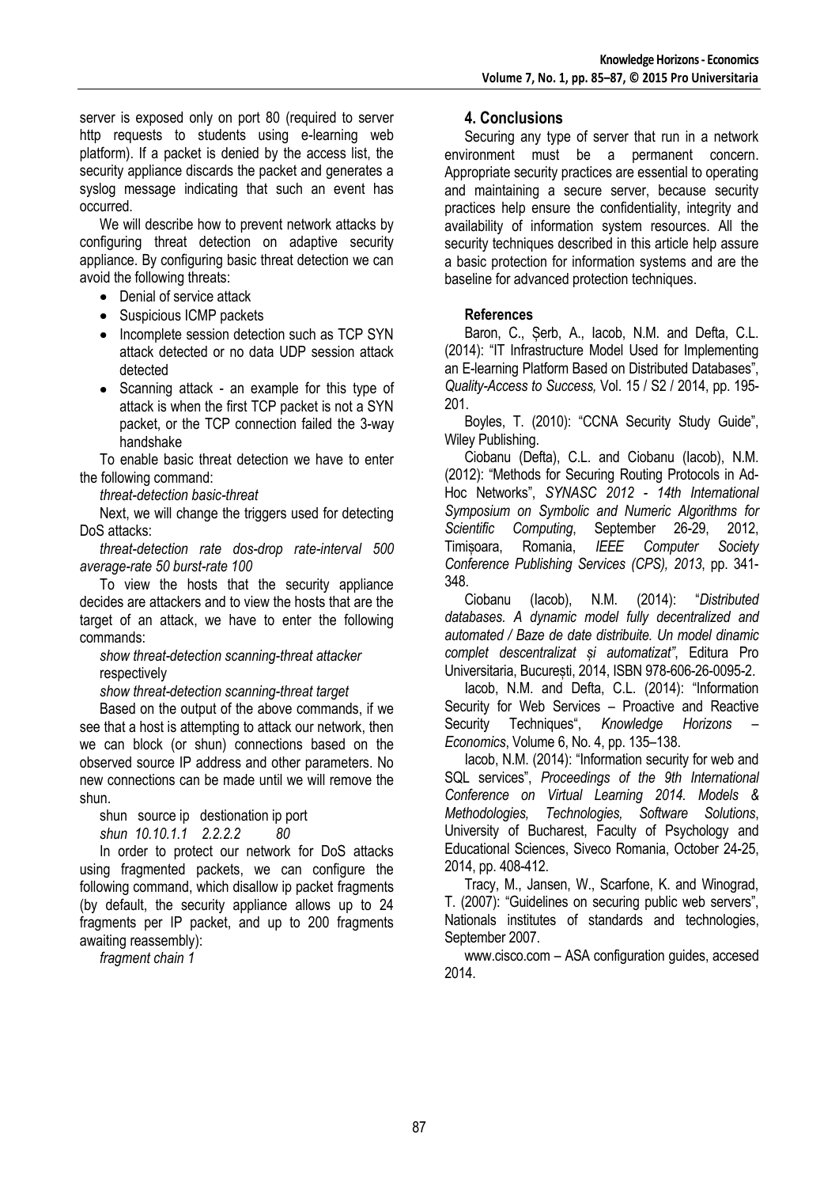server is exposed only on port 80 (required to server http requests to students using e-learning web platform). If a packet is denied by the access list, the security appliance discards the packet and generates a syslog message indicating that such an event has occurred.

We will describe how to prevent network attacks by configuring threat detection on adaptive security appliance. By configuring basic threat detection we can avoid the following threats:

- Denial of service attack
- Suspicious ICMP packets
- Incomplete session detection such as TCP SYN attack detected or no data UDP session attack detected
- Scanning attack - an example for this type of attack is when the first TCP packet is not a SYN packet, or the TCP connection failed the 3-way handshake

To enable basic threat detection we have to enter the following command:

*threat-detection basic-threat*

Next, we will change the triggers used for detecting DoS attacks:

*threat-detection rate dos-drop rate-interval 500 average-rate 50 burst-rate 100*

To view the hosts that the security appliance decides are attackers and to view the hosts that are the target of an attack, we have to enter the following commands:

*show threat-detection scanning-threat attacker*
respectively

*show threat-detection scanning-threat target*

Based on the output of the above commands, if we see that a host is attempting to attack our network, then we can block (or shun) connections based on the observed source IP address and other parameters. No new connections can be made until we will remove the shun.

shun source ip destionation ip port
*shun 10.10.1.1 2.2.2.2 80*

In order to protect our network for DoS attacks using fragmented packets, we can configure the following command, which disallow ip packet fragments (by default, the security appliance allows up to 24 fragments per IP packet, and up to 200 fragments awaiting reassembly):

*fragment chain 1*

## 4. Conclusions

Securing any type of server that run in a network environment must be a permanent concern. Appropriate security practices are essential to operating and maintaining a secure server, because security practices help ensure the confidentiality, integrity and availability of information system resources. All the security techniques described in this article help assure a basic protection for information systems and are the baseline for advanced protection techniques.

### References

Baron, C., Șerb, A., Iacob, N.M. and Defta, C.L. (2014): "IT Infrastructure Model Used for Implementing an E-learning Platform Based on Distributed Databases", *Quality-Access to Success,* Vol. 15 / S2 / 2014, pp. 195-201.

Boyles, T. (2010): "CCNA Security Study Guide", Wiley Publishing.

Ciobanu (Defta), C.L. and Ciobanu (Iacob), N.M. (2012): "Methods for Securing Routing Protocols in Ad-Hoc Networks", *SYNASC 2012 - 14th International Symposium on Symbolic and Numeric Algorithms for Scientific Computing*, September 26-29, 2012, Timișoara, Romania, *IEEE Computer Society Conference Publishing Services (CPS), 2013*, pp. 341-348.

Ciobanu (Iacob), N.M. (2014): "*Distributed databases. A dynamic model fully decentralized and automated / Baze de date distribuite. Un model dinamic complet descentralizat și automatizat"*, Editura Pro Universitaria, București, 2014, ISBN 978-606-26-0095-2.

Iacob, N.M. and Defta, C.L. (2014): "Information Security for Web Services – Proactive and Reactive Security Techniques", *Knowledge Horizons – Economics*, Volume 6, No. 4, pp. 135–138.

Iacob, N.M. (2014): "Information security for web and SQL services", *Proceedings of the 9th International Conference on Virtual Learning 2014. Models & Methodologies, Technologies, Software Solutions*, University of Bucharest, Faculty of Psychology and Educational Sciences, Siveco Romania, October 24-25, 2014, pp. 408-412.

Tracy, M., Jansen, W., Scarfone, K. and Winograd, T. (2007): "Guidelines on securing public web servers", Nationals institutes of standards and technologies, September 2007.

www.cisco.com – ASA configuration guides, accesed 2014.